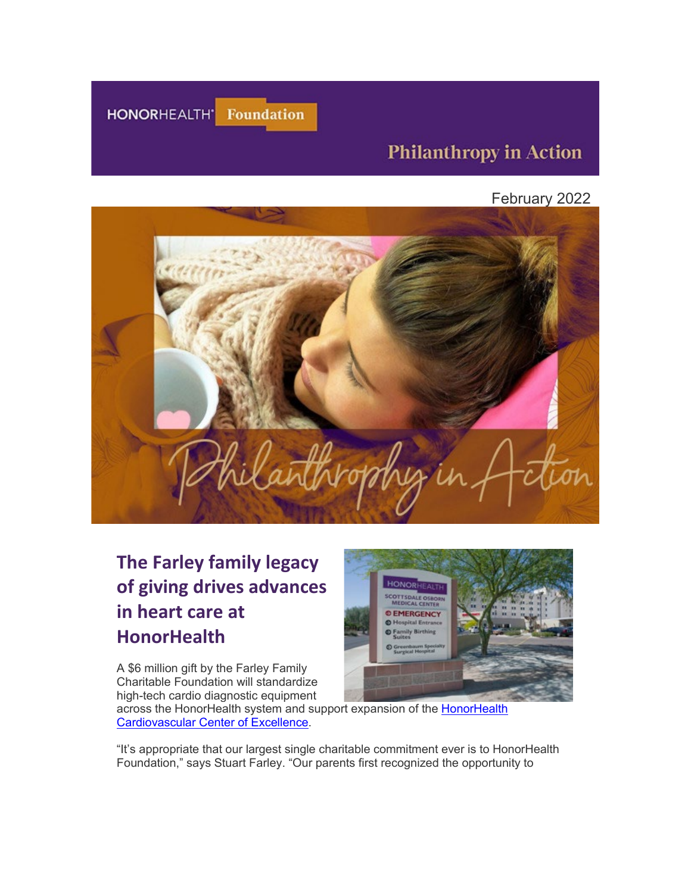HONORHEALTH Foundation

Philanthropy in Action

February 2022

## The Farley family legacy of giving drives advances in heart care at HonorHealth

A $6 million gift by the Farley Family Charitable Foundation will standardize high-tech cardio diagnostic equipment across the HonorHealth system and support expansion of the [HonorHealth Cardiovascular Center of Excellence](#).

"It's appropriate that our largest single charitable commitment ever is to HonorHealth Foundation," says Stuart Farley. "Our parents first recognized the opportunity to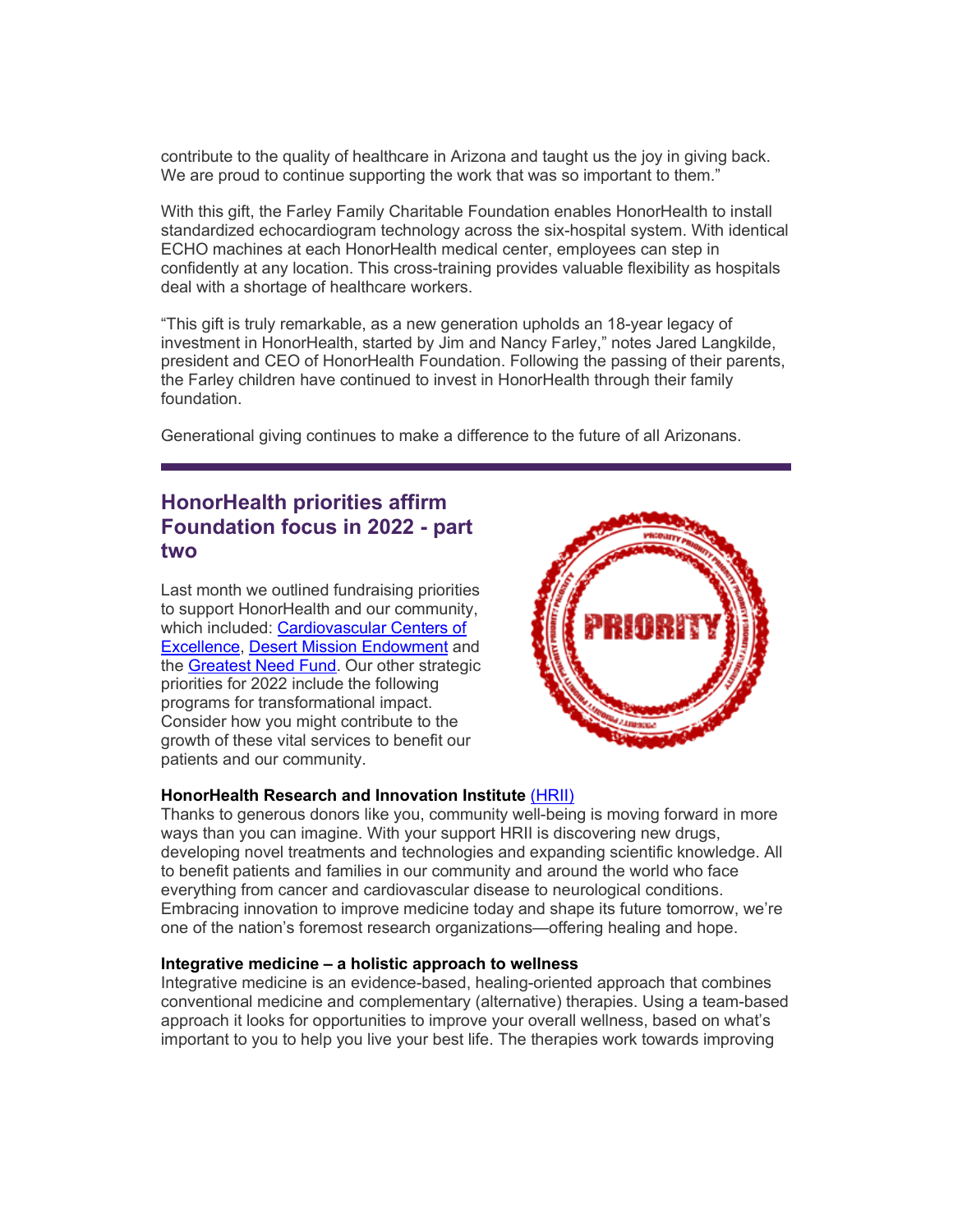contribute to the quality of healthcare in Arizona and taught us the joy in giving back. We are proud to continue supporting the work that was so important to them."

With this gift, the Farley Family Charitable Foundation enables HonorHealth to install standardized echocardiogram technology across the six-hospital system. With identical ECHO machines at each HonorHealth medical center, employees can step in confidently at any location. This cross-training provides valuable flexibility as hospitals deal with a shortage of healthcare workers.

"This gift is truly remarkable, as a new generation upholds an 18-year legacy of investment in HonorHealth, started by Jim and Nancy Farley," notes Jared Langkilde, president and CEO of HonorHealth Foundation. Following the passing of their parents, the Farley children have continued to invest in HonorHealth through their family foundation.

Generational giving continues to make a difference to the future of all Arizonans.

---

## HonorHealth priorities affirm Foundation focus in 2022 - part two

Last month we outlined fundraising priorities to support HonorHealth and our community, which included: [Cardiovascular Centers of Excellence](), [Desert Mission Endowment]() and the [Greatest Need Fund](). Our other strategic priorities for 2022 include the following programs for transformational impact. Consider how you might contribute to the growth of these vital services to benefit our patients and our community.

**HonorHealth Research and Innovation Institute** [(HRII)]()
Thanks to generous donors like you, community well-being is moving forward in more ways than you can imagine. With your support HRII is discovering new drugs, developing novel treatments and technologies and expanding scientific knowledge. All to benefit patients and families in our community and around the world who face everything from cancer and cardiovascular disease to neurological conditions. Embracing innovation to improve medicine today and shape its future tomorrow, we're one of the nation's foremost research organizations—offering healing and hope.

**Integrative medicine – a holistic approach to wellness**
Integrative medicine is an evidence-based, healing-oriented approach that combines conventional medicine and complementary (alternative) therapies. Using a team-based approach it looks for opportunities to improve your overall wellness, based on what's important to you to help you live your best life. The therapies work towards improving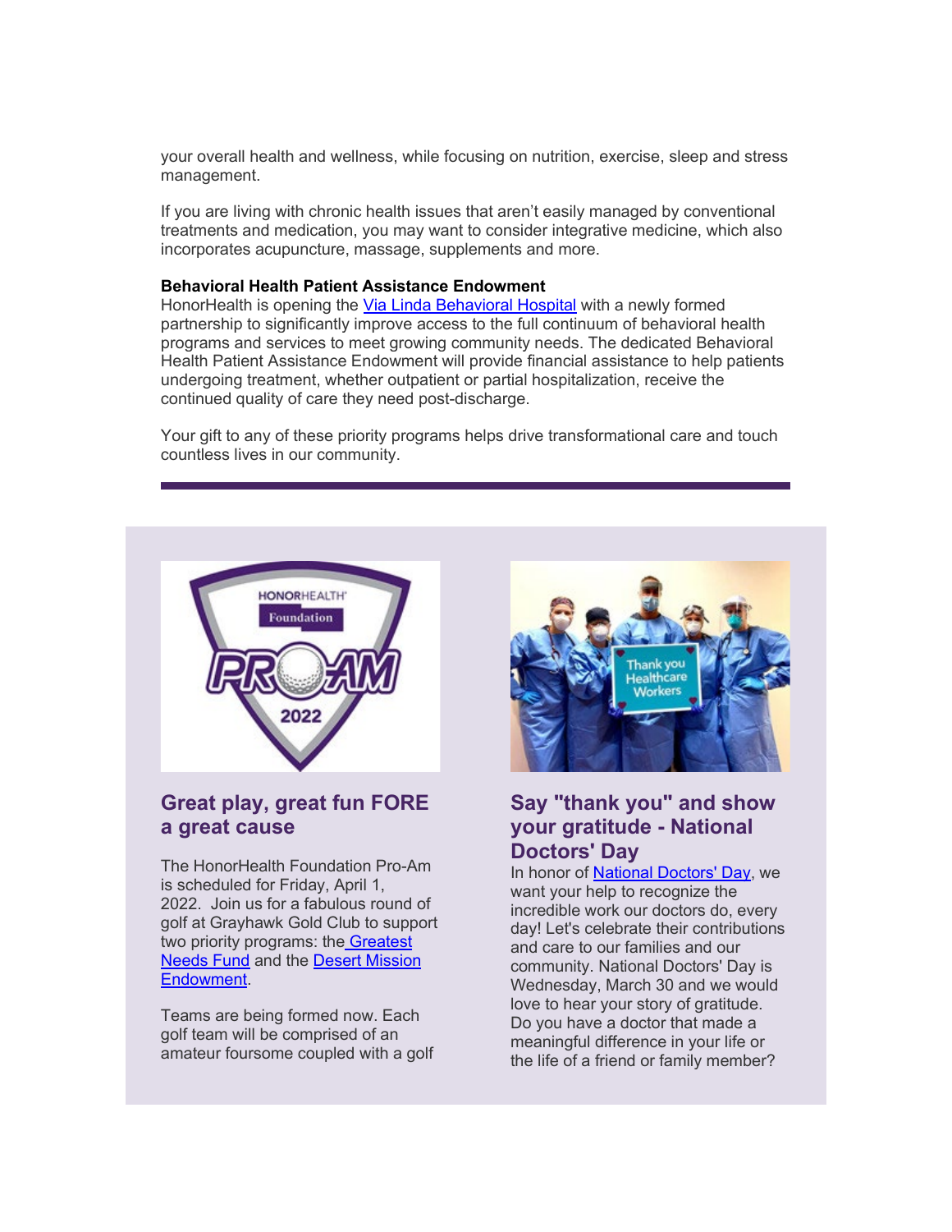your overall health and wellness, while focusing on nutrition, exercise, sleep and stress management.

If you are living with chronic health issues that aren't easily managed by conventional treatments and medication, you may want to consider integrative medicine, which also incorporates acupuncture, massage, supplements and more.

**Behavioral Health Patient Assistance Endowment**
HonorHealth is opening the Via Linda Behavioral Hospital with a newly formed partnership to significantly improve access to the full continuum of behavioral health programs and services to meet growing community needs. The dedicated Behavioral Health Patient Assistance Endowment will provide financial assistance to help patients undergoing treatment, whether outpatient or partial hospitalization, receive the continued quality of care they need post-discharge.

Your gift to any of these priority programs helps drive transformational care and touch countless lives in our community.

---

## Great play, great fun FORE a great cause

The HonorHealth Foundation Pro-Am is scheduled for Friday, April 1, 2022. Join us for a fabulous round of golf at Grayhawk Gold Club to support two priority programs: the Greatest Needs Fund and the Desert Mission Endowment.

Teams are being formed now. Each golf team will be comprised of an amateur foursome coupled with a golf

## Say "thank you" and show your gratitude - National Doctors' Day

In honor of National Doctors' Day, we want your help to recognize the incredible work our doctors do, every day! Let's celebrate their contributions and care to our families and our community. National Doctors' Day is Wednesday, March 30 and we would love to hear your story of gratitude. Do you have a doctor that made a meaningful difference in your life or the life of a friend or family member?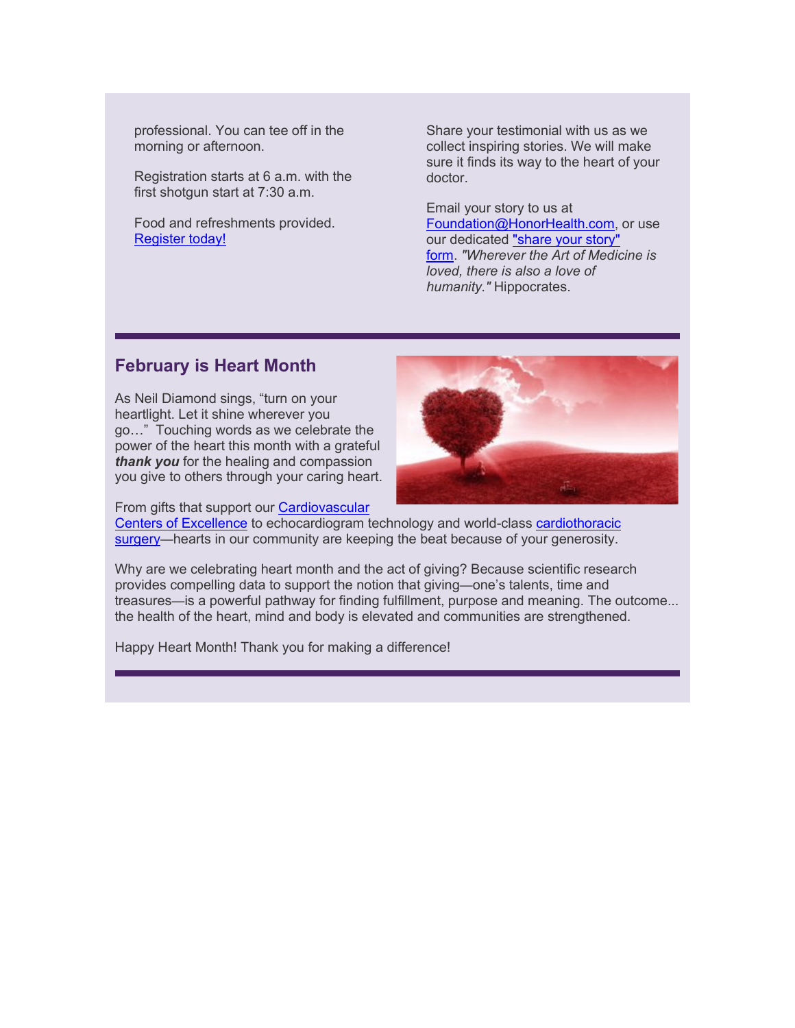professional. You can tee off in the morning or afternoon.

Registration starts at 6 a.m. with the first shotgun start at 7:30 a.m.

Food and refreshments provided. [Register today!]

Share your testimonial with us as we collect inspiring stories. We will make sure it finds its way to the heart of your doctor.

Email your story to us at [Foundation@HonorHealth.com], or use our dedicated ["share your story" form]. *"Wherever the Art of Medicine is loved, there is also a love of humanity."* Hippocrates.

---

## February is Heart Month

As Neil Diamond sings, "turn on your heartlight. Let it shine wherever you go…" Touching words as we celebrate the power of the heart this month with a grateful ***thank you*** for the healing and compassion you give to others through your caring heart.

From gifts that support our [Cardiovascular Centers of Excellence] to echocardiogram technology and world-class [cardiothoracic surgery]—hearts in our community are keeping the beat because of your generosity.

Why are we celebrating heart month and the act of giving? Because scientific research provides compelling data to support the notion that giving—one's talents, time and treasures—is a powerful pathway for finding fulfillment, purpose and meaning. The outcome... the health of the heart, mind and body is elevated and communities are strengthened.

Happy Heart Month! Thank you for making a difference!

---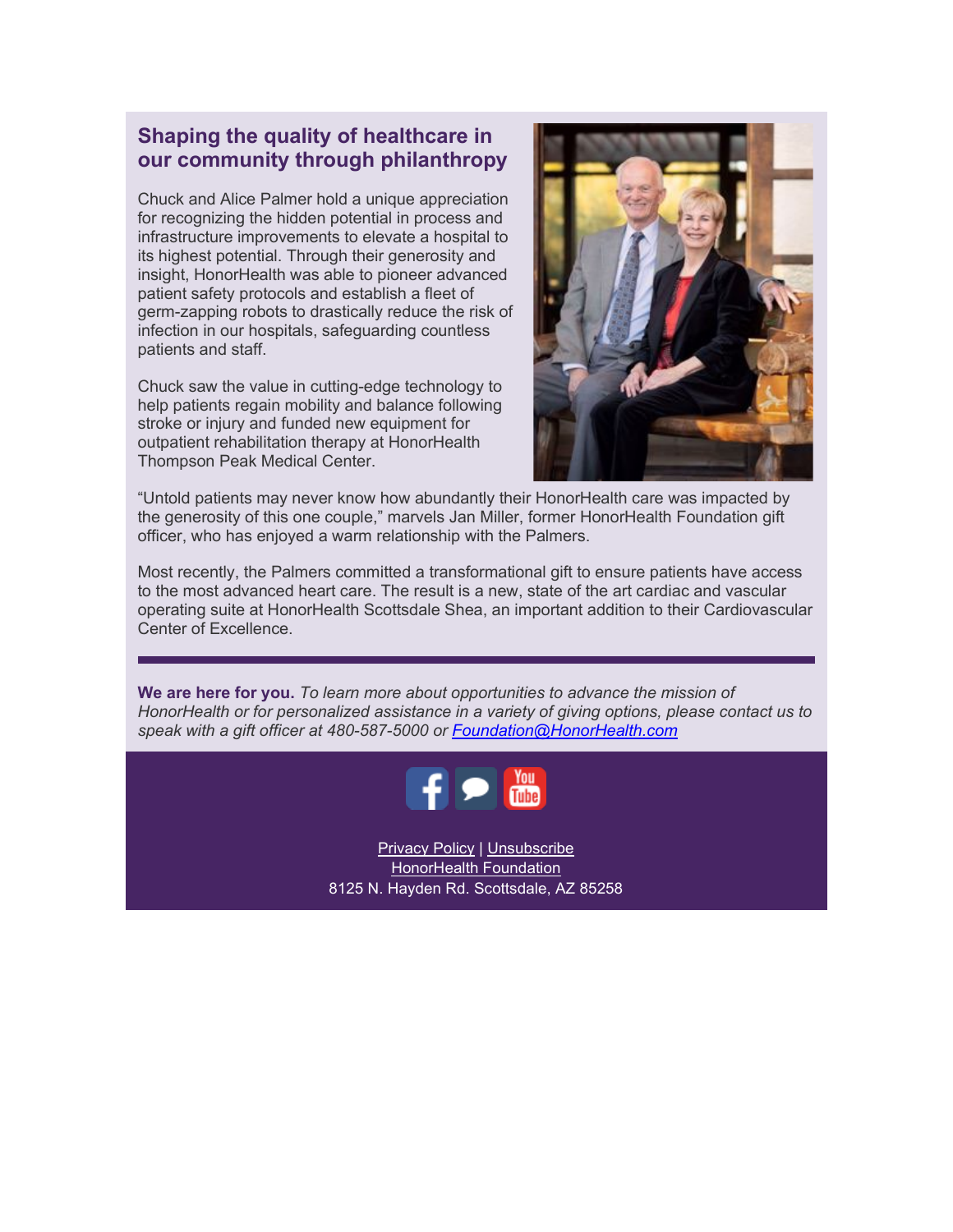## Shaping the quality of healthcare in our community through philanthropy

Chuck and Alice Palmer hold a unique appreciation for recognizing the hidden potential in process and infrastructure improvements to elevate a hospital to its highest potential. Through their generosity and insight, HonorHealth was able to pioneer advanced patient safety protocols and establish a fleet of germ-zapping robots to drastically reduce the risk of infection in our hospitals, safeguarding countless patients and staff.

Chuck saw the value in cutting-edge technology to help patients regain mobility and balance following stroke or injury and funded new equipment for outpatient rehabilitation therapy at HonorHealth Thompson Peak Medical Center.

"Untold patients may never know how abundantly their HonorHealth care was impacted by the generosity of this one couple," marvels Jan Miller, former HonorHealth Foundation gift officer, who has enjoyed a warm relationship with the Palmers.

Most recently, the Palmers committed a transformational gift to ensure patients have access to the most advanced heart care. The result is a new, state of the art cardiac and vascular operating suite at HonorHealth Scottsdale Shea, an important addition to their Cardiovascular Center of Excellence.

---

**We are here for you.** *To learn more about opportunities to advance the mission of HonorHealth or for personalized assistance in a variety of giving options, please contact us to speak with a gift officer at 480-587-5000 or [Foundation@HonorHealth.com](mailto:Foundation@HonorHealth.com)*

Privacy Policy | Unsubscribe
HonorHealth Foundation
8125 N. Hayden Rd. Scottsdale, AZ 85258